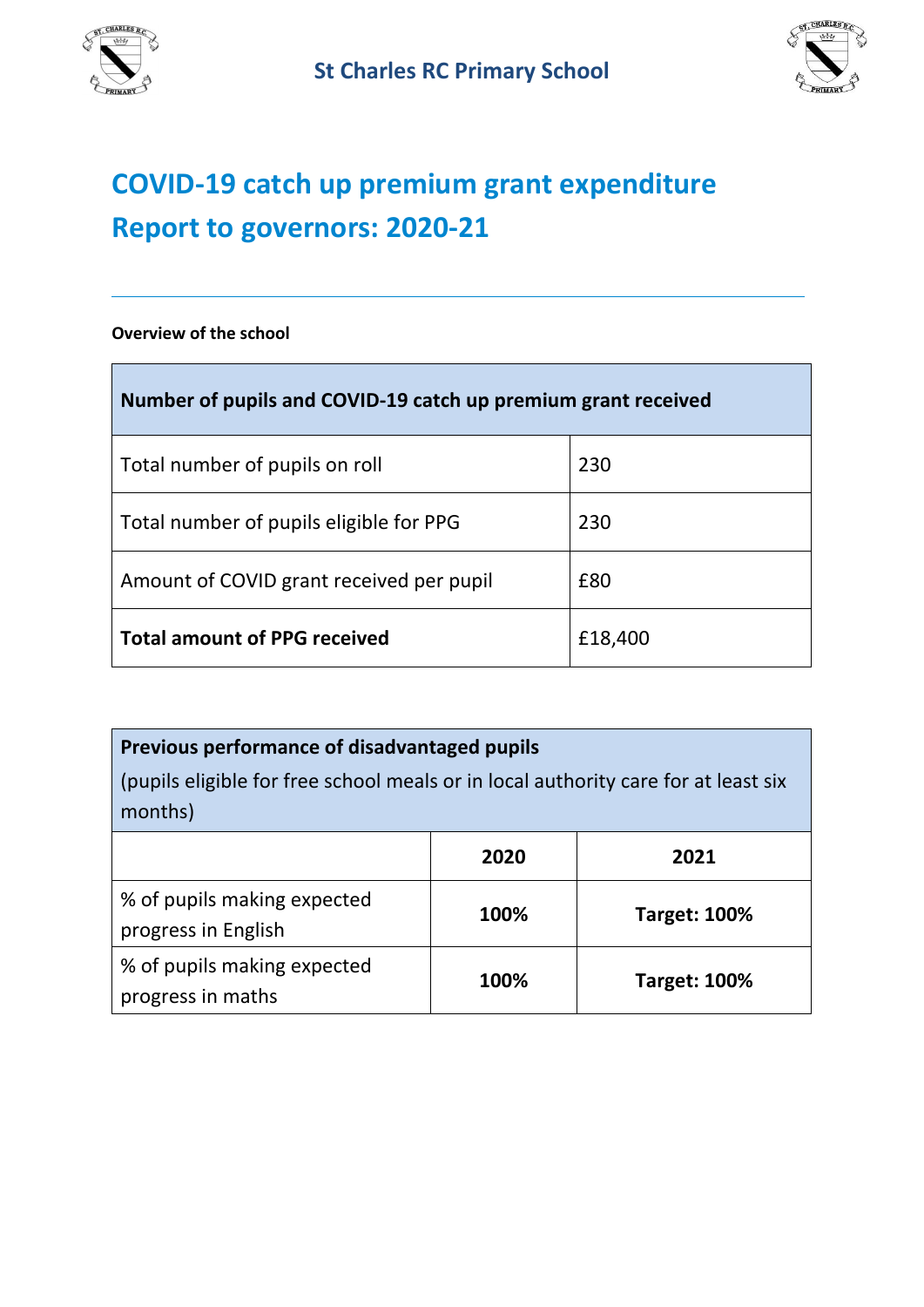St Charles RC Primary School

# COVID-19 catch up premium grant expenditure
# Report to governors: 2020-21

**Overview of the school**

| **Number of pupils and COVID-19 catch up premium grant received** | |
|---|---|
| Total number of pupils on roll | 230 |
| Total number of pupils eligible for PPG | 230 |
| Amount of COVID grant received per pupil | £80 |
| **Total amount of PPG received** | £18,400 |

| **Previous performance of disadvantaged pupils** (pupils eligible for free school meals or in local authority care for at least six months) | | |
|---|---|---|
| | **2020** | **2021** |
| % of pupils making expected progress in English | **100%** | **Target: 100%** |
| % of pupils making expected progress in maths | **100%** | **Target: 100%** |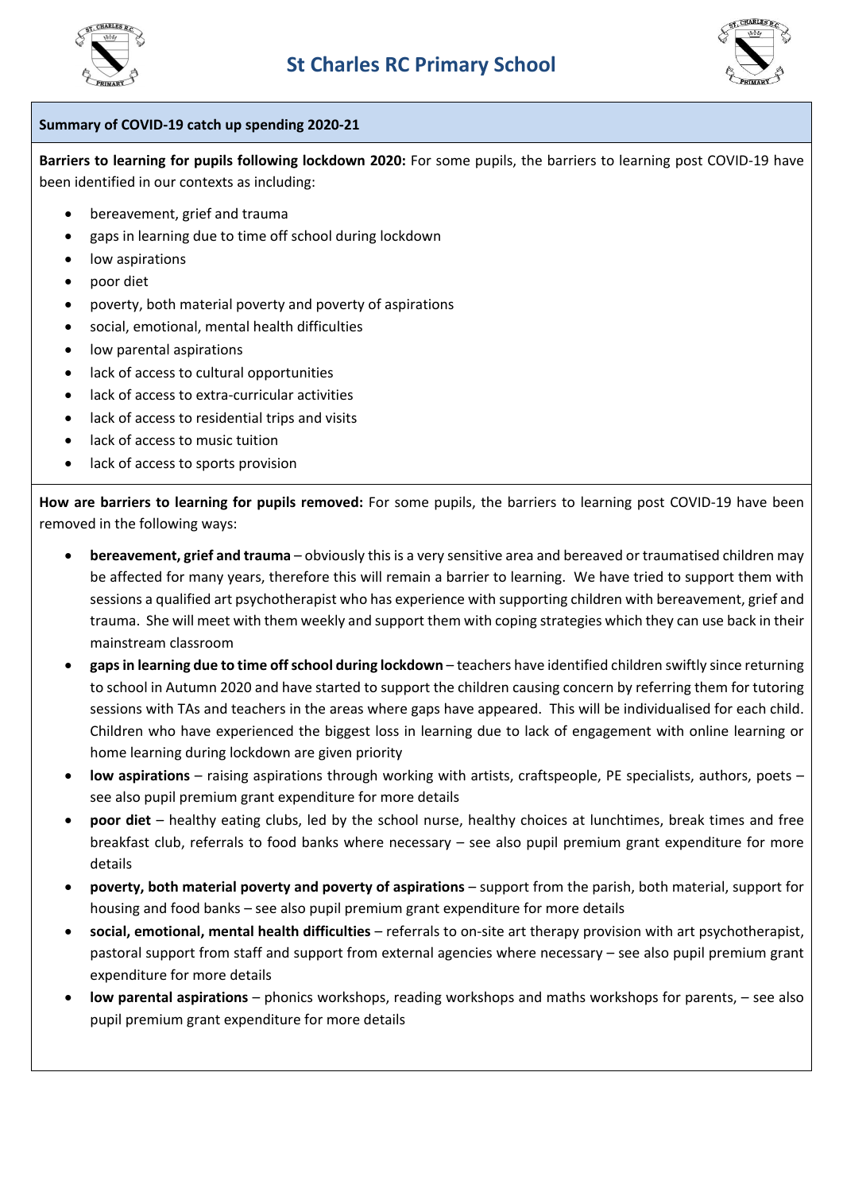# St Charles RC Primary School

## Summary of COVID-19 catch up spending 2020-21

**Barriers to learning for pupils following lockdown 2020:** For some pupils, the barriers to learning post COVID-19 have been identified in our contexts as including:

- bereavement, grief and trauma
- gaps in learning due to time off school during lockdown
- low aspirations
- poor diet
- poverty, both material poverty and poverty of aspirations
- social, emotional, mental health difficulties
- low parental aspirations
- lack of access to cultural opportunities
- lack of access to extra-curricular activities
- lack of access to residential trips and visits
- lack of access to music tuition
- lack of access to sports provision

**How are barriers to learning for pupils removed:** For some pupils, the barriers to learning post COVID-19 have been removed in the following ways:

- **bereavement, grief and trauma** – obviously this is a very sensitive area and bereaved or traumatised children may be affected for many years, therefore this will remain a barrier to learning. We have tried to support them with sessions a qualified art psychotherapist who has experience with supporting children with bereavement, grief and trauma. She will meet with them weekly and support them with coping strategies which they can use back in their mainstream classroom
- **gaps in learning due to time off school during lockdown** – teachers have identified children swiftly since returning to school in Autumn 2020 and have started to support the children causing concern by referring them for tutoring sessions with TAs and teachers in the areas where gaps have appeared. This will be individualised for each child. Children who have experienced the biggest loss in learning due to lack of engagement with online learning or home learning during lockdown are given priority
- **low aspirations** – raising aspirations through working with artists, craftspeople, PE specialists, authors, poets – see also pupil premium grant expenditure for more details
- **poor diet** – healthy eating clubs, led by the school nurse, healthy choices at lunchtimes, break times and free breakfast club, referrals to food banks where necessary – see also pupil premium grant expenditure for more details
- **poverty, both material poverty and poverty of aspirations** – support from the parish, both material, support for housing and food banks – see also pupil premium grant expenditure for more details
- **social, emotional, mental health difficulties** – referrals to on-site art therapy provision with art psychotherapist, pastoral support from staff and support from external agencies where necessary – see also pupil premium grant expenditure for more details
- **low parental aspirations** – phonics workshops, reading workshops and maths workshops for parents, – see also pupil premium grant expenditure for more details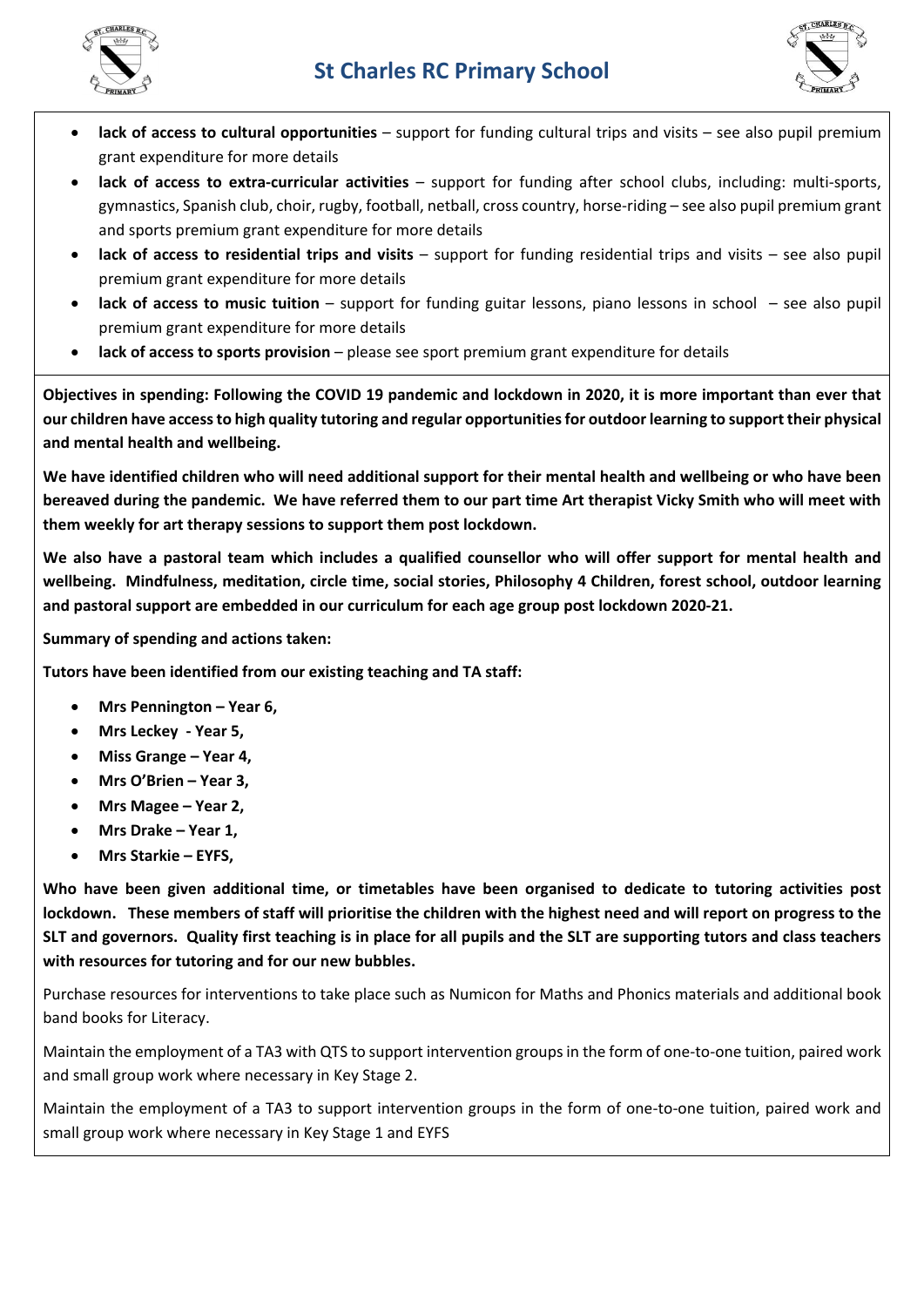- **lack of access to cultural opportunities** – support for funding cultural trips and visits – see also pupil premium grant expenditure for more details
- **lack of access to extra-curricular activities** – support for funding after school clubs, including: multi-sports, gymnastics, Spanish club, choir, rugby, football, netball, cross country, horse-riding – see also pupil premium grant and sports premium grant expenditure for more details
- **lack of access to residential trips and visits** – support for funding residential trips and visits – see also pupil premium grant expenditure for more details
- **lack of access to music tuition** – support for funding guitar lessons, piano lessons in school – see also pupil premium grant expenditure for more details
- **lack of access to sports provision** – please see sport premium grant expenditure for details

**Objectives in spending: Following the COVID 19 pandemic and lockdown in 2020, it is more important than ever that our children have access to high quality tutoring and regular opportunities for outdoor learning to support their physical and mental health and wellbeing.**

**We have identified children who will need additional support for their mental health and wellbeing or who have been bereaved during the pandemic. We have referred them to our part time Art therapist Vicky Smith who will meet with them weekly for art therapy sessions to support them post lockdown.**

**We also have a pastoral team which includes a qualified counsellor who will offer support for mental health and wellbeing. Mindfulness, meditation, circle time, social stories, Philosophy 4 Children, forest school, outdoor learning and pastoral support are embedded in our curriculum for each age group post lockdown 2020-21.**

**Summary of spending and actions taken:**

**Tutors have been identified from our existing teaching and TA staff:**

- **Mrs Pennington – Year 6,**
- **Mrs Leckey - Year 5,**
- **Miss Grange – Year 4,**
- **Mrs O'Brien – Year 3,**
- **Mrs Magee – Year 2,**
- **Mrs Drake – Year 1,**
- **Mrs Starkie – EYFS,**

**Who have been given additional time, or timetables have been organised to dedicate to tutoring activities post lockdown. These members of staff will prioritise the children with the highest need and will report on progress to the SLT and governors. Quality first teaching is in place for all pupils and the SLT are supporting tutors and class teachers with resources for tutoring and for our new bubbles.**

Purchase resources for interventions to take place such as Numicon for Maths and Phonics materials and additional book band books for Literacy.

Maintain the employment of a TA3 with QTS to support intervention groups in the form of one-to-one tuition, paired work and small group work where necessary in Key Stage 2.

Maintain the employment of a TA3 to support intervention groups in the form of one-to-one tuition, paired work and small group work where necessary in Key Stage 1 and EYFS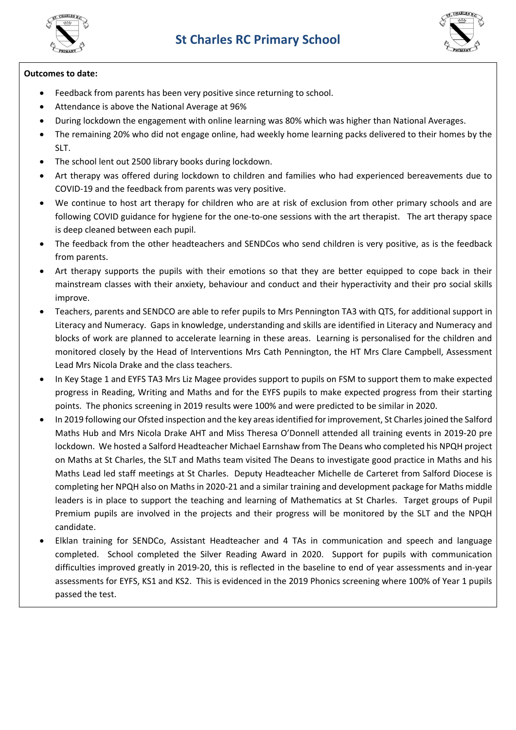**Outcomes to date:**

- Feedback from parents has been very positive since returning to school.
- Attendance is above the National Average at 96%
- During lockdown the engagement with online learning was 80% which was higher than National Averages.
- The remaining 20% who did not engage online, had weekly home learning packs delivered to their homes by the SLT.
- The school lent out 2500 library books during lockdown.
- Art therapy was offered during lockdown to children and families who had experienced bereavements due to COVID-19 and the feedback from parents was very positive.
- We continue to host art therapy for children who are at risk of exclusion from other primary schools and are following COVID guidance for hygiene for the one-to-one sessions with the art therapist. The art therapy space is deep cleaned between each pupil.
- The feedback from the other headteachers and SENDCos who send children is very positive, as is the feedback from parents.
- Art therapy supports the pupils with their emotions so that they are better equipped to cope back in their mainstream classes with their anxiety, behaviour and conduct and their hyperactivity and their pro social skills improve.
- Teachers, parents and SENDCO are able to refer pupils to Mrs Pennington TA3 with QTS, for additional support in Literacy and Numeracy. Gaps in knowledge, understanding and skills are identified in Literacy and Numeracy and blocks of work are planned to accelerate learning in these areas. Learning is personalised for the children and monitored closely by the Head of Interventions Mrs Cath Pennington, the HT Mrs Clare Campbell, Assessment Lead Mrs Nicola Drake and the class teachers.
- In Key Stage 1 and EYFS TA3 Mrs Liz Magee provides support to pupils on FSM to support them to make expected progress in Reading, Writing and Maths and for the EYFS pupils to make expected progress from their starting points. The phonics screening in 2019 results were 100% and were predicted to be similar in 2020.
- In 2019 following our Ofsted inspection and the key areas identified for improvement, St Charles joined the Salford Maths Hub and Mrs Nicola Drake AHT and Miss Theresa O'Donnell attended all training events in 2019-20 pre lockdown. We hosted a Salford Headteacher Michael Earnshaw from The Deans who completed his NPQH project on Maths at St Charles, the SLT and Maths team visited The Deans to investigate good practice in Maths and his Maths Lead led staff meetings at St Charles. Deputy Headteacher Michelle de Carteret from Salford Diocese is completing her NPQH also on Maths in 2020-21 and a similar training and development package for Maths middle leaders is in place to support the teaching and learning of Mathematics at St Charles. Target groups of Pupil Premium pupils are involved in the projects and their progress will be monitored by the SLT and the NPQH candidate.
- Elklan training for SENDCo, Assistant Headteacher and 4 TAs in communication and speech and language completed. School completed the Silver Reading Award in 2020. Support for pupils with communication difficulties improved greatly in 2019-20, this is reflected in the baseline to end of year assessments and in-year assessments for EYFS, KS1 and KS2. This is evidenced in the 2019 Phonics screening where 100% of Year 1 pupils passed the test.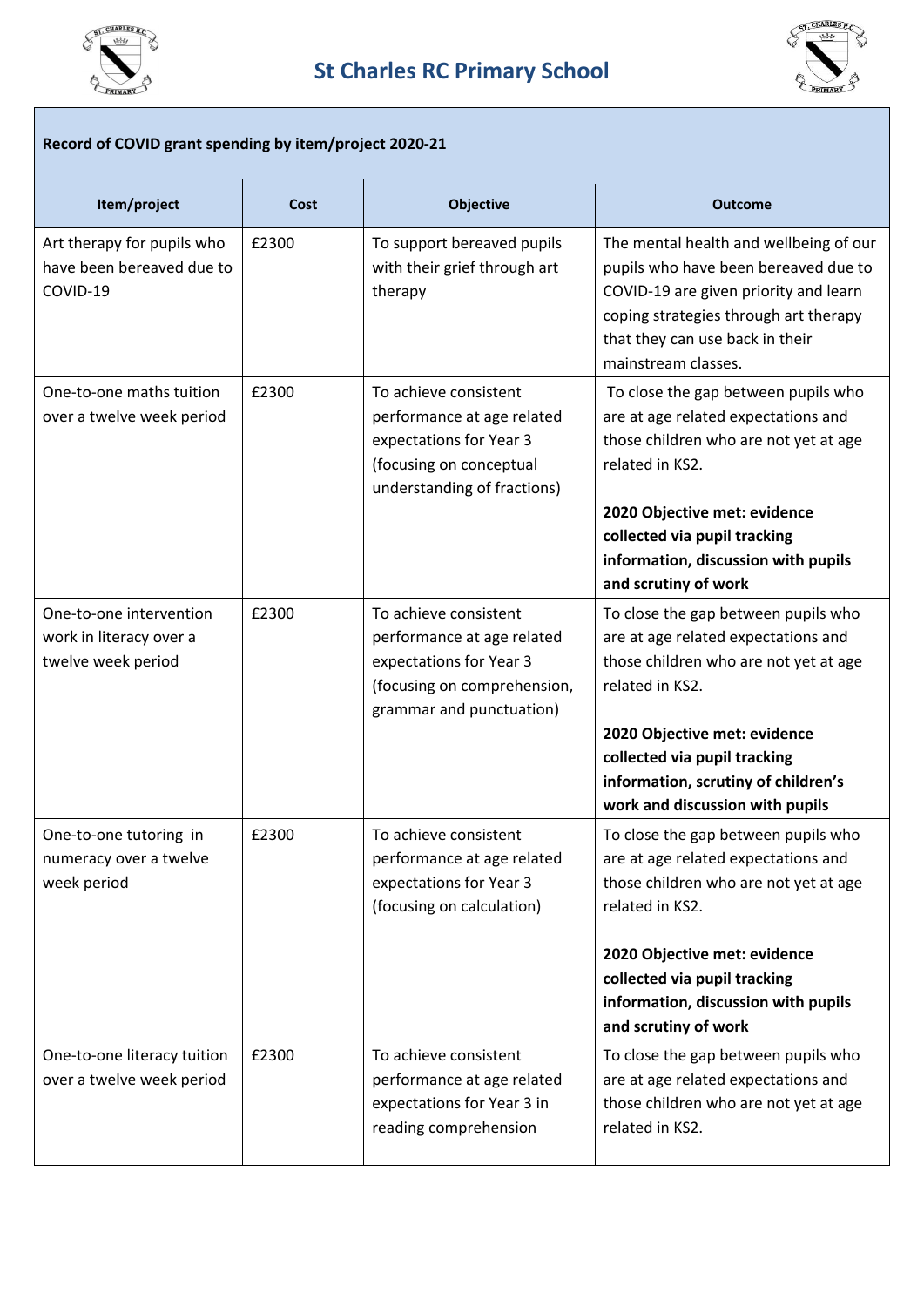# St Charles RC Primary School

**Record of COVID grant spending by item/project 2020-21**

| Item/project | Cost | Objective | Outcome |
|---|---|---|---|
| Art therapy for pupils who have been bereaved due to COVID-19 | £2300 | To support bereaved pupils with their grief through art therapy | The mental health and wellbeing of our pupils who have been bereaved due to COVID-19 are given priority and learn coping strategies through art therapy that they can use back in their mainstream classes. |
| One-to-one maths tuition over a twelve week period | £2300 | To achieve consistent performance at age related expectations for Year 3 (focusing on conceptual understanding of fractions) | To close the gap between pupils who are at age related expectations and those children who are not yet at age related in KS2.<br><br>**2020 Objective met: evidence collected via pupil tracking information, discussion with pupils and scrutiny of work** |
| One-to-one intervention work in literacy over a twelve week period | £2300 | To achieve consistent performance at age related expectations for Year 3 (focusing on comprehension, grammar and punctuation) | To close the gap between pupils who are at age related expectations and those children who are not yet at age related in KS2.<br><br>**2020 Objective met: evidence collected via pupil tracking information, scrutiny of children's work and discussion with pupils** |
| One-to-one tutoring in numeracy over a twelve week period | £2300 | To achieve consistent performance at age related expectations for Year 3 (focusing on calculation) | To close the gap between pupils who are at age related expectations and those children who are not yet at age related in KS2.<br><br>**2020 Objective met: evidence collected via pupil tracking information, discussion with pupils and scrutiny of work** |
| One-to-one literacy tuition over a twelve week period | £2300 | To achieve consistent performance at age related expectations for Year 3 in reading comprehension | To close the gap between pupils who are at age related expectations and those children who are not yet at age related in KS2. |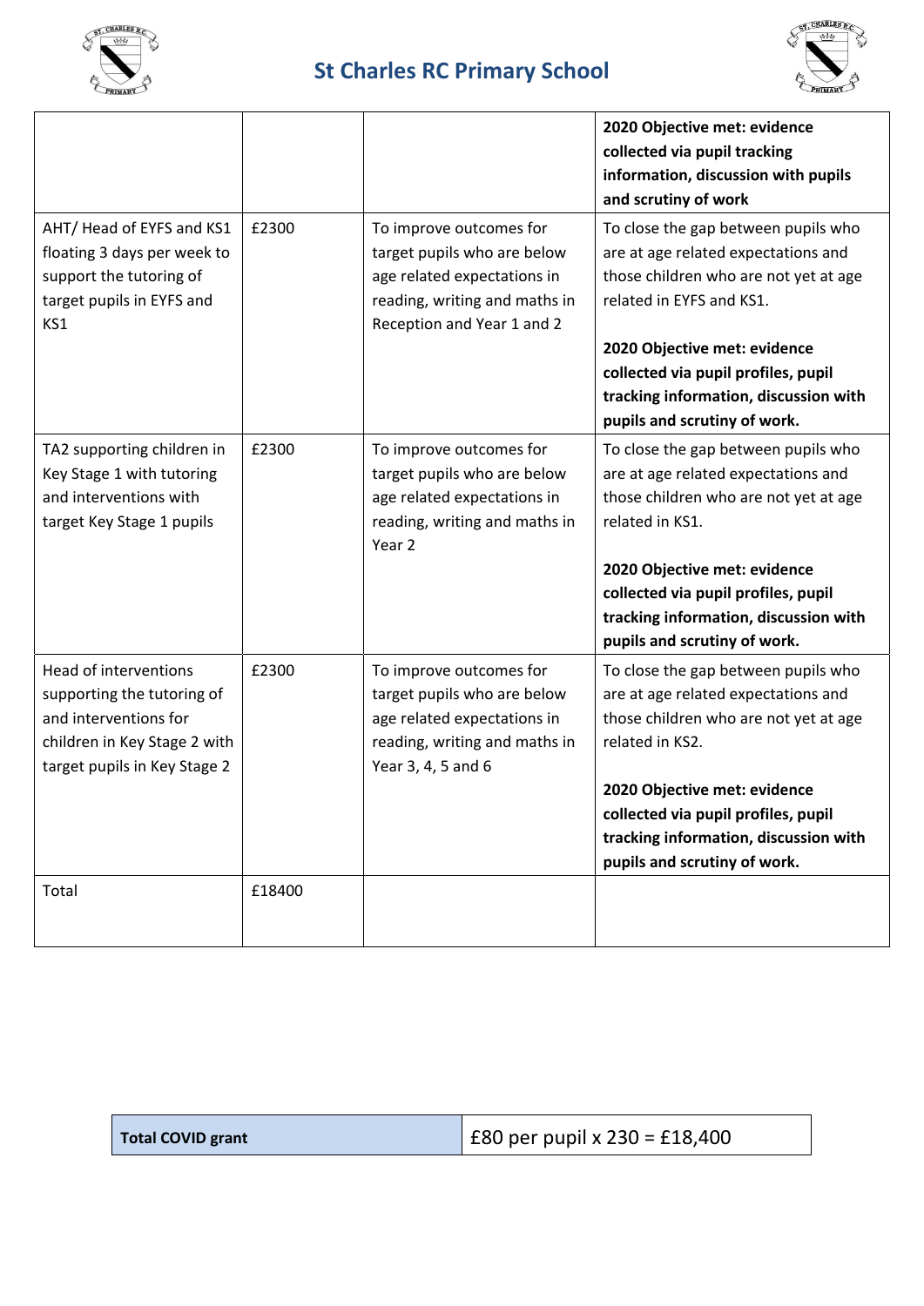| | | | |
|---|---|---|---|
| | | | **2020 Objective met: evidence collected via pupil tracking information, discussion with pupils and scrutiny of work** |
| AHT/ Head of EYFS and KS1 floating 3 days per week to support the tutoring of target pupils in EYFS and KS1 | £2300 | To improve outcomes for target pupils who are below age related expectations in reading, writing and maths in Reception and Year 1 and 2 | To close the gap between pupils who are at age related expectations and those children who are not yet at age related in EYFS and KS1.<br><br>**2020 Objective met: evidence collected via pupil profiles, pupil tracking information, discussion with pupils and scrutiny of work.** |
| TA2 supporting children in Key Stage 1 with tutoring and interventions with target Key Stage 1 pupils | £2300 | To improve outcomes for target pupils who are below age related expectations in reading, writing and maths in Year 2 | To close the gap between pupils who are at age related expectations and those children who are not yet at age related in KS1.<br><br>**2020 Objective met: evidence collected via pupil profiles, pupil tracking information, discussion with pupils and scrutiny of work.** |
| Head of interventions supporting the tutoring of and interventions for children in Key Stage 2 with target pupils in Key Stage 2 | £2300 | To improve outcomes for target pupils who are below age related expectations in reading, writing and maths in Year 3, 4, 5 and 6 | To close the gap between pupils who are at age related expectations and those children who are not yet at age related in KS2.<br><br>**2020 Objective met: evidence collected via pupil profiles, pupil tracking information, discussion with pupils and scrutiny of work.** |
| Total | £18400 | | |

| **Total COVID grant** | £80 per pupil x 230 = £18,400 |
|---|---|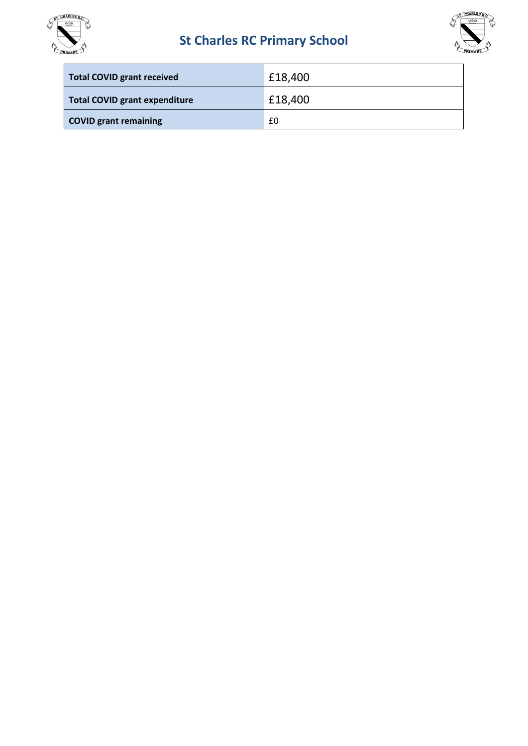| | |
|---|---|
| **Total COVID grant received** | £18,400 |
| **Total COVID grant expenditure** | £18,400 |
| **COVID grant remaining** | £0 |